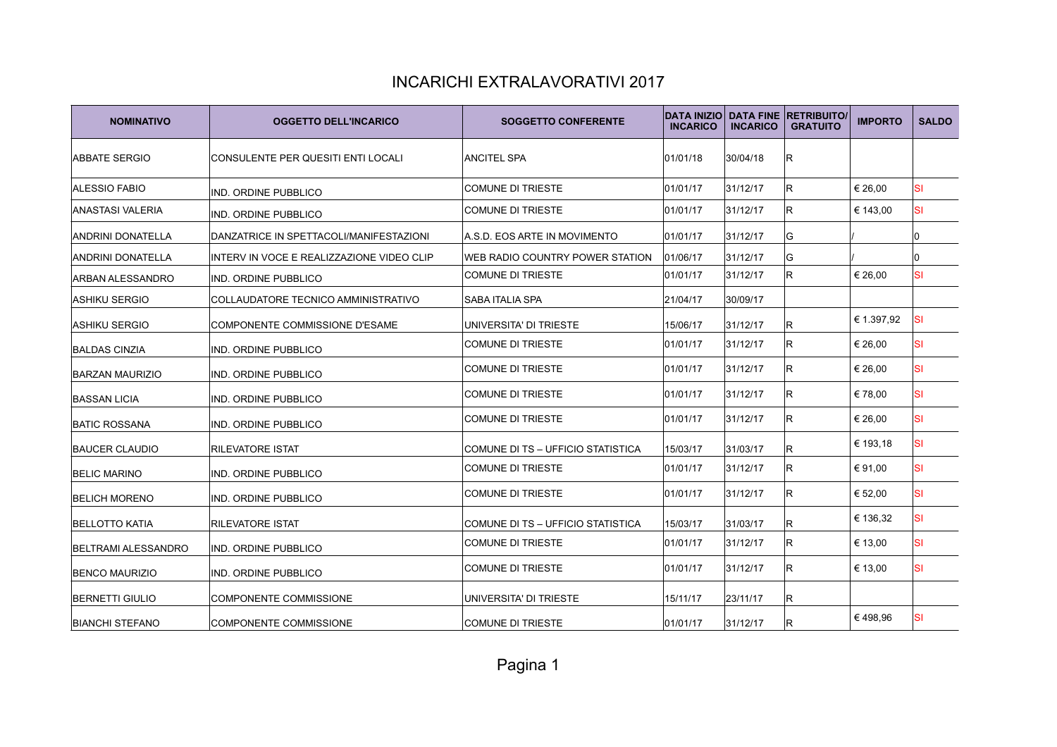# INCARICHI EXTRALAVORATIVI 2017

| NOMINATIVO | OGGETTO DELL'INCARICO | SOGGETTO CONFERENTE | DATA INIZIO INCARICO | DATA FINE INCARICO | RETRIBUITO/ GRATUITO | IMPORTO | SALDO |
|---|---|---|---|---|---|---|---|
| ABBATE SERGIO | CONSULENTE PER QUESITI ENTI LOCALI | ANCITEL SPA | 01/01/18 | 30/04/18 | R | | |
| ALESSIO FABIO | IND. ORDINE PUBBLICO | COMUNE DI TRIESTE | 01/01/17 | 31/12/17 | R | € 26,00 | SI |
| ANASTASI VALERIA | IND. ORDINE PUBBLICO | COMUNE DI TRIESTE | 01/01/17 | 31/12/17 | R | € 143,00 | SI |
| ANDRINI DONATELLA | DANZATRICE IN SPETTACOLI/MANIFESTAZIONI | A.S.D. EOS ARTE IN MOVIMENTO | 01/01/17 | 31/12/17 | G | / | 0 |
| ANDRINI DONATELLA | INTERV IN VOCE E REALIZZAZIONE VIDEO CLIP | WEB RADIO COUNTRY POWER STATION | 01/06/17 | 31/12/17 | G | / | 0 |
| ARBAN ALESSANDRO | IND. ORDINE PUBBLICO | COMUNE DI TRIESTE | 01/01/17 | 31/12/17 | R | € 26,00 | SI |
| ASHIKU SERGIO | COLLAUDATORE TECNICO AMMINISTRATIVO | SABA ITALIA SPA | 21/04/17 | 30/09/17 | | | |
| ASHIKU SERGIO | COMPONENTE COMMISSIONE D'ESAME | UNIVERSITA' DI TRIESTE | 15/06/17 | 31/12/17 | R | € 1.397,92 | SI |
| BALDAS CINZIA | IND. ORDINE PUBBLICO | COMUNE DI TRIESTE | 01/01/17 | 31/12/17 | R | € 26,00 | SI |
| BARZAN MAURIZIO | IND. ORDINE PUBBLICO | COMUNE DI TRIESTE | 01/01/17 | 31/12/17 | R | € 26,00 | SI |
| BASSAN LICIA | IND. ORDINE PUBBLICO | COMUNE DI TRIESTE | 01/01/17 | 31/12/17 | R | € 78,00 | SI |
| BATIC ROSSANA | IND. ORDINE PUBBLICO | COMUNE DI TRIESTE | 01/01/17 | 31/12/17 | R | € 26,00 | SI |
| BAUCER CLAUDIO | RILEVATORE ISTAT | COMUNE DI TS – UFFICIO STATISTICA | 15/03/17 | 31/03/17 | R | € 193,18 | SI |
| BELIC MARINO | IND. ORDINE PUBBLICO | COMUNE DI TRIESTE | 01/01/17 | 31/12/17 | R | € 91,00 | SI |
| BELICH MORENO | IND. ORDINE PUBBLICO | COMUNE DI TRIESTE | 01/01/17 | 31/12/17 | R | € 52,00 | SI |
| BELLOTTO KATIA | RILEVATORE ISTAT | COMUNE DI TS – UFFICIO STATISTICA | 15/03/17 | 31/03/17 | R | € 136,32 | SI |
| BELTRAMI ALESSANDRO | IND. ORDINE PUBBLICO | COMUNE DI TRIESTE | 01/01/17 | 31/12/17 | R | € 13,00 | SI |
| BENCO MAURIZIO | IND. ORDINE PUBBLICO | COMUNE DI TRIESTE | 01/01/17 | 31/12/17 | R | € 13,00 | SI |
| BERNETTI GIULIO | COMPONENTE COMMISSIONE | UNIVERSITA' DI TRIESTE | 15/11/17 | 23/11/17 | R | | |
| BIANCHI STEFANO | COMPONENTE COMMISSIONE | COMUNE DI TRIESTE | 01/01/17 | 31/12/17 | R | € 498,96 | SI |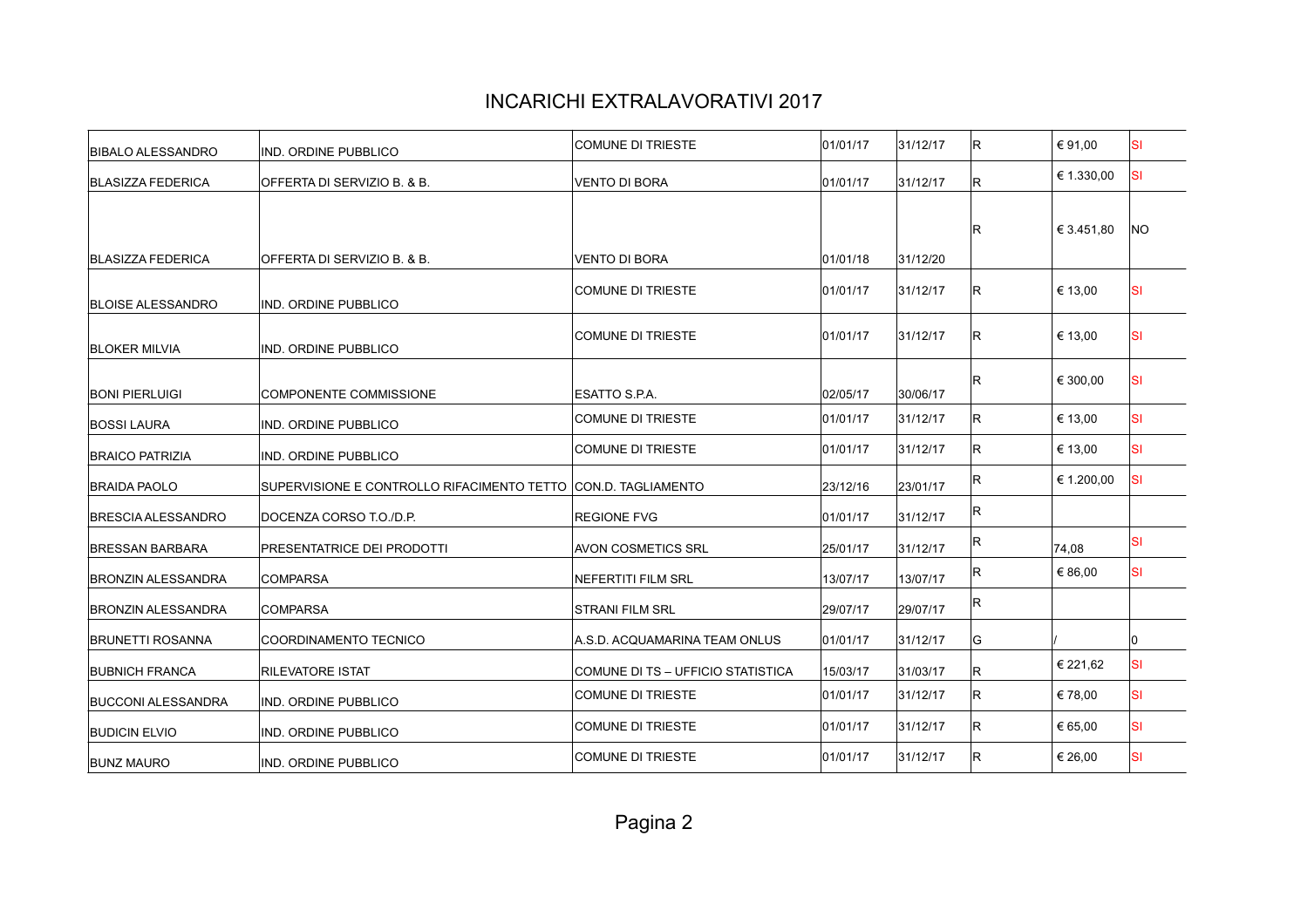# INCARICHI EXTRALAVORATIVI 2017

| | | | | | | | |
|---|---|---|---|---|---|---|---|
| BIBALO ALESSANDRO | IND. ORDINE PUBBLICO | COMUNE DI TRIESTE | 01/01/17 | 31/12/17 | R | € 91,00 | SI |
| BLASIZZA FEDERICA | OFFERTA DI SERVIZIO B. & B. | VENTO DI BORA | 01/01/17 | 31/12/17 | R | € 1.330,00 | SI |
| BLASIZZA FEDERICA | OFFERTA DI SERVIZIO B. & B. | VENTO DI BORA | 01/01/18 | 31/12/20 | R | € 3.451,80 | NO |
| BLOISE ALESSANDRO | IND. ORDINE PUBBLICO | COMUNE DI TRIESTE | 01/01/17 | 31/12/17 | R | € 13,00 | SI |
| BLOKER MILVIA | IND. ORDINE PUBBLICO | COMUNE DI TRIESTE | 01/01/17 | 31/12/17 | R | € 13,00 | SI |
| BONI PIERLUIGI | COMPONENTE COMMISSIONE | ESATTO S.P.A. | 02/05/17 | 30/06/17 | R | € 300,00 | SI |
| BOSSI LAURA | IND. ORDINE PUBBLICO | COMUNE DI TRIESTE | 01/01/17 | 31/12/17 | R | € 13,00 | SI |
| BRAICO PATRIZIA | IND. ORDINE PUBBLICO | COMUNE DI TRIESTE | 01/01/17 | 31/12/17 | R | € 13,00 | SI |
| BRAIDA PAOLO | SUPERVISIONE E CONTROLLO RIFACIMENTO TETTO | CON.D. TAGLIAMENTO | 23/12/16 | 23/01/17 | R | € 1.200,00 | SI |
| BRESCIA ALESSANDRO | DOCENZA CORSO T.O./D.P. | REGIONE FVG | 01/01/17 | 31/12/17 | R | | |
| BRESSAN BARBARA | PRESENTATRICE DEI PRODOTTI | AVON COSMETICS SRL | 25/01/17 | 31/12/17 | R | 74,08 | SI |
| BRONZIN ALESSANDRA | COMPARSA | NEFERTITI FILM SRL | 13/07/17 | 13/07/17 | R | € 86,00 | SI |
| BRONZIN ALESSANDRA | COMPARSA | STRANI FILM SRL | 29/07/17 | 29/07/17 | R | | |
| BRUNETTI ROSANNA | COORDINAMENTO TECNICO | A.S.D. ACQUAMARINA TEAM ONLUS | 01/01/17 | 31/12/17 | G | / | 0 |
| BUBNICH FRANCA | RILEVATORE ISTAT | COMUNE DI TS – UFFICIO STATISTICA | 15/03/17 | 31/03/17 | R | € 221,62 | SI |
| BUCCONI ALESSANDRA | IND. ORDINE PUBBLICO | COMUNE DI TRIESTE | 01/01/17 | 31/12/17 | R | € 78,00 | SI |
| BUDICIN ELVIO | IND. ORDINE PUBBLICO | COMUNE DI TRIESTE | 01/01/17 | 31/12/17 | R | € 65,00 | SI |
| BUNZ MAURO | IND. ORDINE PUBBLICO | COMUNE DI TRIESTE | 01/01/17 | 31/12/17 | R | € 26,00 | SI |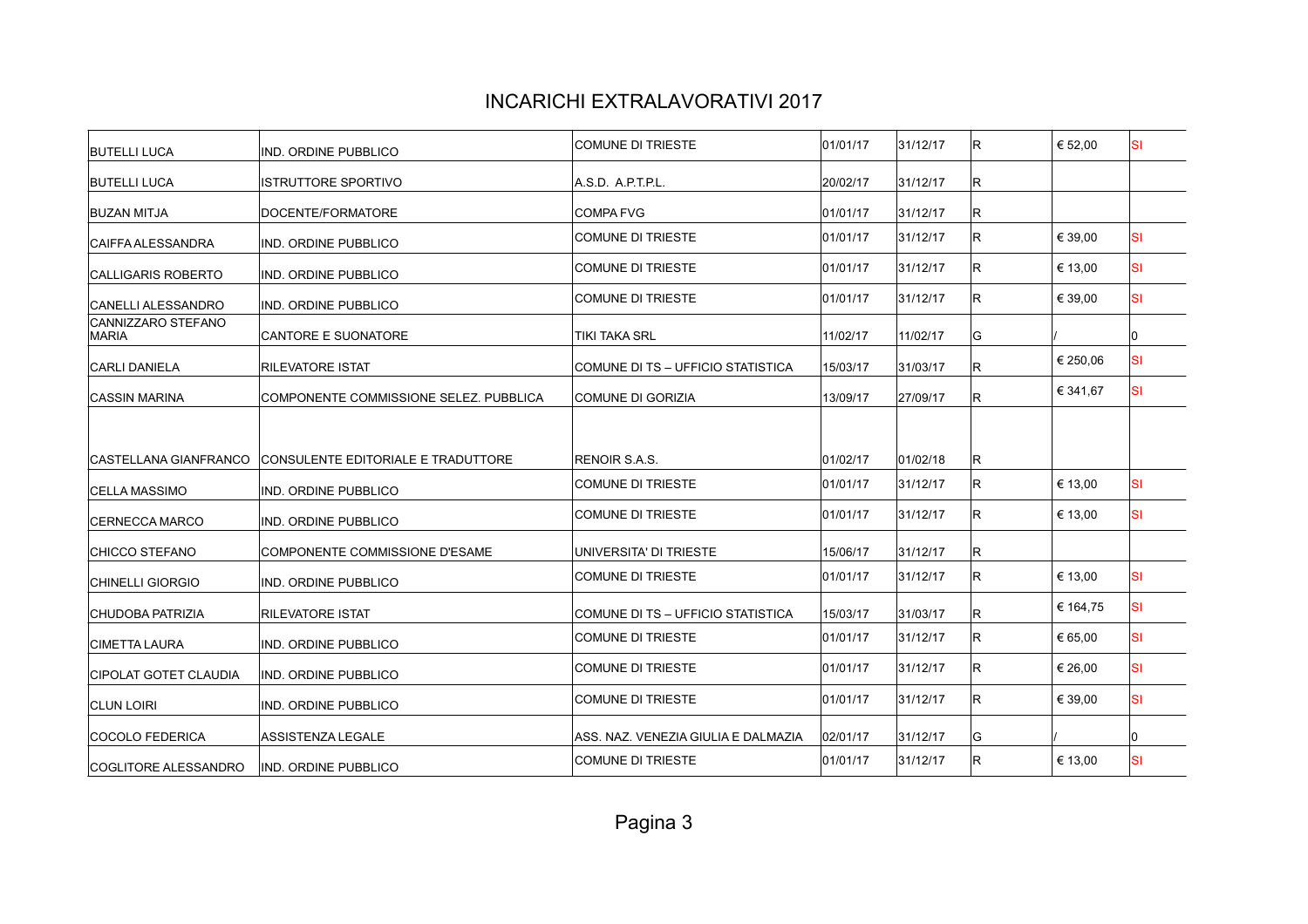# INCARICHI EXTRALAVORATIVI 2017

| | | | | | | | |
|---|---|---|---|---|---|---|---|
| BUTELLI LUCA | IND. ORDINE PUBBLICO | COMUNE DI TRIESTE | 01/01/17 | 31/12/17 | R | € 52,00 | SI |
| BUTELLI LUCA | ISTRUTTORE SPORTIVO | A.S.D. A.P.T.P.L. | 20/02/17 | 31/12/17 | R | | |
| BUZAN MITJA | DOCENTE/FORMATORE | COMPA FVG | 01/01/17 | 31/12/17 | R | | |
| CAIFFA ALESSANDRA | IND. ORDINE PUBBLICO | COMUNE DI TRIESTE | 01/01/17 | 31/12/17 | R | € 39,00 | SI |
| CALLIGARIS ROBERTO | IND. ORDINE PUBBLICO | COMUNE DI TRIESTE | 01/01/17 | 31/12/17 | R | € 13,00 | SI |
| CANELLI ALESSANDRO | IND. ORDINE PUBBLICO | COMUNE DI TRIESTE | 01/01/17 | 31/12/17 | R | € 39,00 | SI |
| CANNIZZARO STEFANO MARIA | CANTORE E SUONATORE | TIKI TAKA SRL | 11/02/17 | 11/02/17 | G | / | 0 |
| CARLI DANIELA | RILEVATORE ISTAT | COMUNE DI TS – UFFICIO STATISTICA | 15/03/17 | 31/03/17 | R | € 250,06 | SI |
| CASSIN MARINA | COMPONENTE COMMISSIONE SELEZ. PUBBLICA | COMUNE DI GORIZIA | 13/09/17 | 27/09/17 | R | € 341,67 | SI |
| CASTELLANA GIANFRANCO | CONSULENTE EDITORIALE E TRADUTTORE | RENOIR S.A.S. | 01/02/17 | 01/02/18 | R | | |
| CELLA MASSIMO | IND. ORDINE PUBBLICO | COMUNE DI TRIESTE | 01/01/17 | 31/12/17 | R | € 13,00 | SI |
| CERNECCA MARCO | IND. ORDINE PUBBLICO | COMUNE DI TRIESTE | 01/01/17 | 31/12/17 | R | € 13,00 | SI |
| CHICCO STEFANO | COMPONENTE COMMISSIONE D'ESAME | UNIVERSITA' DI TRIESTE | 15/06/17 | 31/12/17 | R | | |
| CHINELLI GIORGIO | IND. ORDINE PUBBLICO | COMUNE DI TRIESTE | 01/01/17 | 31/12/17 | R | € 13,00 | SI |
| CHUDOBA PATRIZIA | RILEVATORE ISTAT | COMUNE DI TS – UFFICIO STATISTICA | 15/03/17 | 31/03/17 | R | € 164,75 | SI |
| CIMETTA LAURA | IND. ORDINE PUBBLICO | COMUNE DI TRIESTE | 01/01/17 | 31/12/17 | R | € 65,00 | SI |
| CIPOLAT GOTET CLAUDIA | IND. ORDINE PUBBLICO | COMUNE DI TRIESTE | 01/01/17 | 31/12/17 | R | € 26,00 | SI |
| CLUN LOIRI | IND. ORDINE PUBBLICO | COMUNE DI TRIESTE | 01/01/17 | 31/12/17 | R | € 39,00 | SI |
| COCOLO FEDERICA | ASSISTENZA LEGALE | ASS. NAZ. VENEZIA GIULIA E DALMAZIA | 02/01/17 | 31/12/17 | G | / | 0 |
| COGLITORE ALESSANDRO | IND. ORDINE PUBBLICO | COMUNE DI TRIESTE | 01/01/17 | 31/12/17 | R | € 13,00 | SI |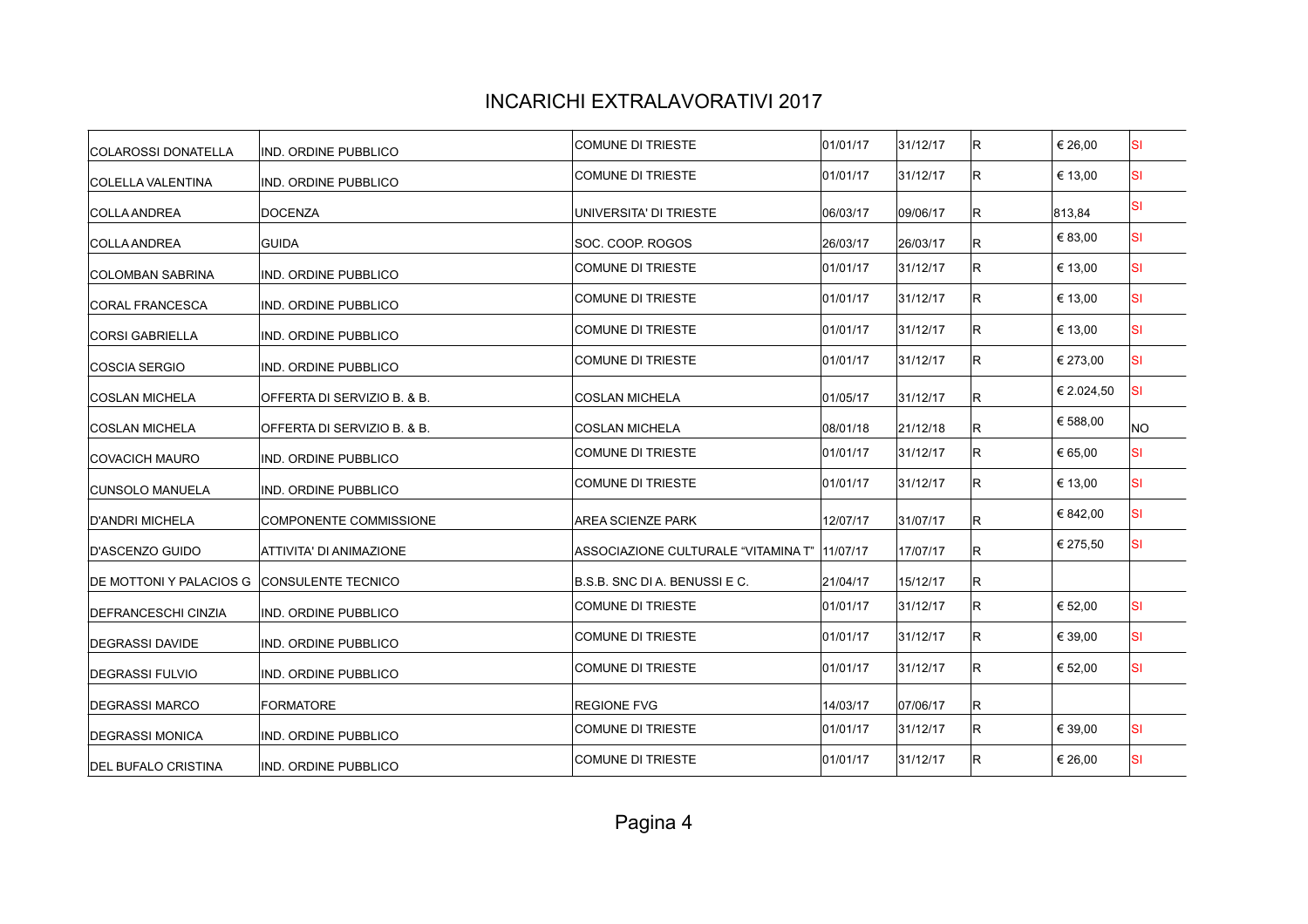# INCARICHI EXTRALAVORATIVI 2017

| | | | | | | | |
|---|---|---|---|---|---|---|---|
| COLAROSSI DONATELLA | IND. ORDINE PUBBLICO | COMUNE DI TRIESTE | 01/01/17 | 31/12/17 | R | € 26,00 | SI |
| COLELLA VALENTINA | IND. ORDINE PUBBLICO | COMUNE DI TRIESTE | 01/01/17 | 31/12/17 | R | € 13,00 | SI |
| COLLA ANDREA | DOCENZA | UNIVERSITA' DI TRIESTE | 06/03/17 | 09/06/17 | R | 813,84 | SI |
| COLLA ANDREA | GUIDA | SOC. COOP. ROGOS | 26/03/17 | 26/03/17 | R | € 83,00 | SI |
| COLOMBAN SABRINA | IND. ORDINE PUBBLICO | COMUNE DI TRIESTE | 01/01/17 | 31/12/17 | R | € 13,00 | SI |
| CORAL FRANCESCA | IND. ORDINE PUBBLICO | COMUNE DI TRIESTE | 01/01/17 | 31/12/17 | R | € 13,00 | SI |
| CORSI GABRIELLA | IND. ORDINE PUBBLICO | COMUNE DI TRIESTE | 01/01/17 | 31/12/17 | R | € 13,00 | SI |
| COSCIA SERGIO | IND. ORDINE PUBBLICO | COMUNE DI TRIESTE | 01/01/17 | 31/12/17 | R | € 273,00 | SI |
| COSLAN MICHELA | OFFERTA DI SERVIZIO B. & B. | COSLAN MICHELA | 01/05/17 | 31/12/17 | R | € 2.024,50 | SI |
| COSLAN MICHELA | OFFERTA DI SERVIZIO B. & B. | COSLAN MICHELA | 08/01/18 | 21/12/18 | R | € 588,00 | NO |
| COVACICH MAURO | IND. ORDINE PUBBLICO | COMUNE DI TRIESTE | 01/01/17 | 31/12/17 | R | € 65,00 | SI |
| CUNSOLO MANUELA | IND. ORDINE PUBBLICO | COMUNE DI TRIESTE | 01/01/17 | 31/12/17 | R | € 13,00 | SI |
| D'ANDRI MICHELA | COMPONENTE COMMISSIONE | AREA SCIENZE PARK | 12/07/17 | 31/07/17 | R | € 842,00 | SI |
| D'ASCENZO GUIDO | ATTIVITA' DI ANIMAZIONE | ASSOCIAZIONE CULTURALE "VITAMINA T" | 11/07/17 | 17/07/17 | R | € 275,50 | SI |
| DE MOTTONI Y PALACIOS G | CONSULENTE TECNICO | B.S.B. SNC DI A. BENUSSI E C. | 21/04/17 | 15/12/17 | R | | |
| DEFRANCESCHI CINZIA | IND. ORDINE PUBBLICO | COMUNE DI TRIESTE | 01/01/17 | 31/12/17 | R | € 52,00 | SI |
| DEGRASSI DAVIDE | IND. ORDINE PUBBLICO | COMUNE DI TRIESTE | 01/01/17 | 31/12/17 | R | € 39,00 | SI |
| DEGRASSI FULVIO | IND. ORDINE PUBBLICO | COMUNE DI TRIESTE | 01/01/17 | 31/12/17 | R | € 52,00 | SI |
| DEGRASSI MARCO | FORMATORE | REGIONE FVG | 14/03/17 | 07/06/17 | R | | |
| DEGRASSI MONICA | IND. ORDINE PUBBLICO | COMUNE DI TRIESTE | 01/01/17 | 31/12/17 | R | € 39,00 | SI |
| DEL BUFALO CRISTINA | IND. ORDINE PUBBLICO | COMUNE DI TRIESTE | 01/01/17 | 31/12/17 | R | € 26,00 | SI |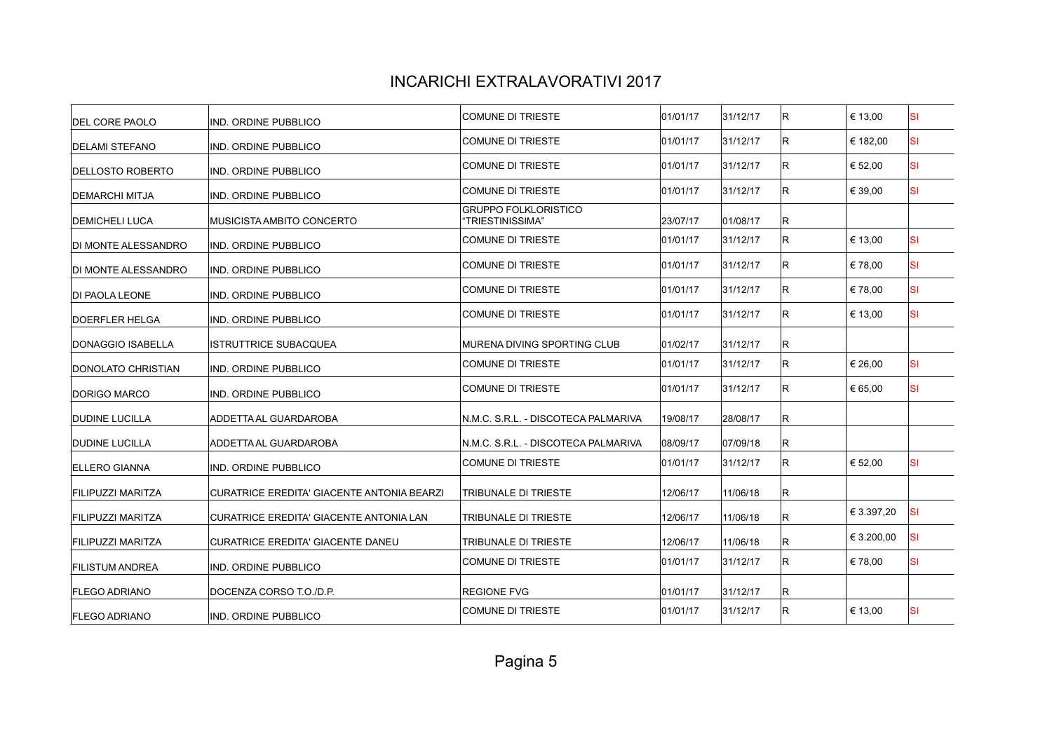# INCARICHI EXTRALAVORATIVI 2017

| | | | | | | | |
|---|---|---|---|---|---|---|---|
| DEL CORE PAOLO | IND. ORDINE PUBBLICO | COMUNE DI TRIESTE | 01/01/17 | 31/12/17 | R | € 13,00 | SI |
| DELAMI STEFANO | IND. ORDINE PUBBLICO | COMUNE DI TRIESTE | 01/01/17 | 31/12/17 | R | € 182,00 | SI |
| DELLOSTO ROBERTO | IND. ORDINE PUBBLICO | COMUNE DI TRIESTE | 01/01/17 | 31/12/17 | R | € 52,00 | SI |
| DEMARCHI MITJA | IND. ORDINE PUBBLICO | COMUNE DI TRIESTE | 01/01/17 | 31/12/17 | R | € 39,00 | SI |
| DEMICHELI LUCA | MUSICISTA AMBITO CONCERTO | GRUPPO FOLKLORISTICO "TRIESTINISSIMA" | 23/07/17 | 01/08/17 | R | | |
| DI MONTE ALESSANDRO | IND. ORDINE PUBBLICO | COMUNE DI TRIESTE | 01/01/17 | 31/12/17 | R | € 13,00 | SI |
| DI MONTE ALESSANDRO | IND. ORDINE PUBBLICO | COMUNE DI TRIESTE | 01/01/17 | 31/12/17 | R | € 78,00 | SI |
| DI PAOLA LEONE | IND. ORDINE PUBBLICO | COMUNE DI TRIESTE | 01/01/17 | 31/12/17 | R | € 78,00 | SI |
| DOERFLER HELGA | IND. ORDINE PUBBLICO | COMUNE DI TRIESTE | 01/01/17 | 31/12/17 | R | € 13,00 | SI |
| DONAGGIO ISABELLA | ISTRUTTRICE SUBACQUEA | MURENA DIVING SPORTING CLUB | 01/02/17 | 31/12/17 | R | | |
| DONOLATO CHRISTIAN | IND. ORDINE PUBBLICO | COMUNE DI TRIESTE | 01/01/17 | 31/12/17 | R | € 26,00 | SI |
| DORIGO MARCO | IND. ORDINE PUBBLICO | COMUNE DI TRIESTE | 01/01/17 | 31/12/17 | R | € 65,00 | SI |
| DUDINE LUCILLA | ADDETTA AL GUARDAROBA | N.M.C. S.R.L. - DISCOTECA PALMARIVA | 19/08/17 | 28/08/17 | R | | |
| DUDINE LUCILLA | ADDETTA AL GUARDAROBA | N.M.C. S.R.L. - DISCOTECA PALMARIVA | 08/09/17 | 07/09/18 | R | | |
| ELLERO GIANNA | IND. ORDINE PUBBLICO | COMUNE DI TRIESTE | 01/01/17 | 31/12/17 | R | € 52,00 | SI |
| FILIPUZZI MARITZA | CURATRICE EREDITA' GIACENTE ANTONIA BEARZI | TRIBUNALE DI TRIESTE | 12/06/17 | 11/06/18 | R | | |
| FILIPUZZI MARITZA | CURATRICE EREDITA' GIACENTE ANTONIA LAN | TRIBUNALE DI TRIESTE | 12/06/17 | 11/06/18 | R | € 3.397,20 | SI |
| FILIPUZZI MARITZA | CURATRICE EREDITA' GIACENTE DANEU | TRIBUNALE DI TRIESTE | 12/06/17 | 11/06/18 | R | € 3.200,00 | SI |
| FILISTUM ANDREA | IND. ORDINE PUBBLICO | COMUNE DI TRIESTE | 01/01/17 | 31/12/17 | R | € 78,00 | SI |
| FLEGO ADRIANO | DOCENZA CORSO T.O./D.P. | REGIONE FVG | 01/01/17 | 31/12/17 | R | | |
| FLEGO ADRIANO | IND. ORDINE PUBBLICO | COMUNE DI TRIESTE | 01/01/17 | 31/12/17 | R | € 13,00 | SI |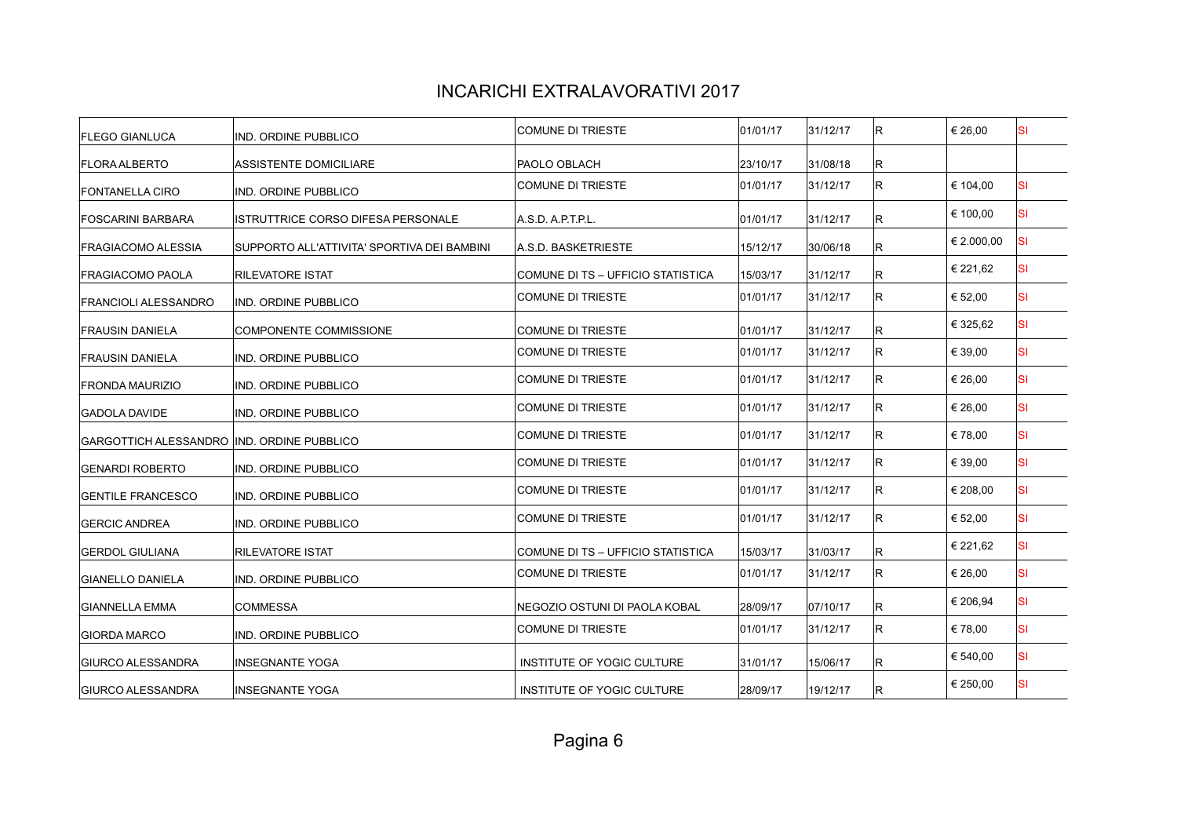# INCARICHI EXTRALAVORATIVI 2017

| | | | | | | | |
|---|---|---|---|---|---|---|---|
| FLEGO GIANLUCA | IND. ORDINE PUBBLICO | COMUNE DI TRIESTE | 01/01/17 | 31/12/17 | R | € 26,00 | SI |
| FLORA ALBERTO | ASSISTENTE DOMICILIARE | PAOLO OBLACH | 23/10/17 | 31/08/18 | R | | |
| FONTANELLA CIRO | IND. ORDINE PUBBLICO | COMUNE DI TRIESTE | 01/01/17 | 31/12/17 | R | € 104,00 | SI |
| FOSCARINI BARBARA | ISTRUTTRICE CORSO DIFESA PERSONALE | A.S.D. A.P.T.P.L. | 01/01/17 | 31/12/17 | R | € 100,00 | SI |
| FRAGIACOMO ALESSIA | SUPPORTO ALL'ATTIVITA' SPORTIVA DEI BAMBINI | A.S.D. BASKETRIESTE | 15/12/17 | 30/06/18 | R | € 2.000,00 | SI |
| FRAGIACOMO PAOLA | RILEVATORE ISTAT | COMUNE DI TS – UFFICIO STATISTICA | 15/03/17 | 31/12/17 | R | € 221,62 | SI |
| FRANCIOLI ALESSANDRO | IND. ORDINE PUBBLICO | COMUNE DI TRIESTE | 01/01/17 | 31/12/17 | R | € 52,00 | SI |
| FRAUSIN DANIELA | COMPONENTE COMMISSIONE | COMUNE DI TRIESTE | 01/01/17 | 31/12/17 | R | € 325,62 | SI |
| FRAUSIN DANIELA | IND. ORDINE PUBBLICO | COMUNE DI TRIESTE | 01/01/17 | 31/12/17 | R | € 39,00 | SI |
| FRONDA MAURIZIO | IND. ORDINE PUBBLICO | COMUNE DI TRIESTE | 01/01/17 | 31/12/17 | R | € 26,00 | SI |
| GADOLA DAVIDE | IND. ORDINE PUBBLICO | COMUNE DI TRIESTE | 01/01/17 | 31/12/17 | R | € 26,00 | SI |
| GARGOTTICH ALESSANDRO | IND. ORDINE PUBBLICO | COMUNE DI TRIESTE | 01/01/17 | 31/12/17 | R | € 78,00 | SI |
| GENARDI ROBERTO | IND. ORDINE PUBBLICO | COMUNE DI TRIESTE | 01/01/17 | 31/12/17 | R | € 39,00 | SI |
| GENTILE FRANCESCO | IND. ORDINE PUBBLICO | COMUNE DI TRIESTE | 01/01/17 | 31/12/17 | R | € 208,00 | SI |
| GERCIC ANDREA | IND. ORDINE PUBBLICO | COMUNE DI TRIESTE | 01/01/17 | 31/12/17 | R | € 52,00 | SI |
| GERDOL GIULIANA | RILEVATORE ISTAT | COMUNE DI TS – UFFICIO STATISTICA | 15/03/17 | 31/03/17 | R | € 221,62 | SI |
| GIANELLO DANIELA | IND. ORDINE PUBBLICO | COMUNE DI TRIESTE | 01/01/17 | 31/12/17 | R | € 26,00 | SI |
| GIANNELLA EMMA | COMMESSA | NEGOZIO OSTUNI DI PAOLA KOBAL | 28/09/17 | 07/10/17 | R | € 206,94 | SI |
| GIORDA MARCO | IND. ORDINE PUBBLICO | COMUNE DI TRIESTE | 01/01/17 | 31/12/17 | R | € 78,00 | SI |
| GIURCO ALESSANDRA | INSEGNANTE YOGA | INSTITUTE OF YOGIC CULTURE | 31/01/17 | 15/06/17 | R | € 540,00 | SI |
| GIURCO ALESSANDRA | INSEGNANTE YOGA | INSTITUTE OF YOGIC CULTURE | 28/09/17 | 19/12/17 | R | € 250,00 | SI |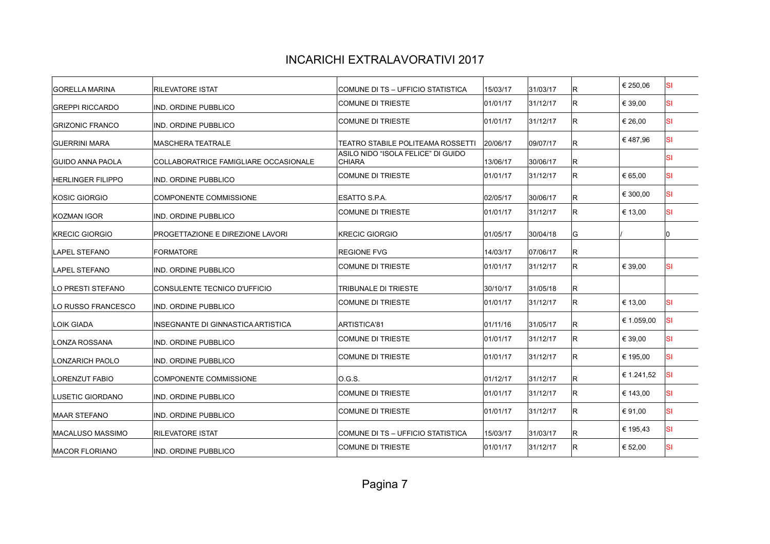# INCARICHI EXTRALAVORATIVI 2017

| | | | | | | | |
|---|---|---|---|---|---|---|---|
| GORELLA MARINA | RILEVATORE ISTAT | COMUNE DI TS – UFFICIO STATISTICA | 15/03/17 | 31/03/17 | R | € 250,06 | SI |
| GREPPI RICCARDO | IND. ORDINE PUBBLICO | COMUNE DI TRIESTE | 01/01/17 | 31/12/17 | R | € 39,00 | SI |
| GRIZONIC FRANCO | IND. ORDINE PUBBLICO | COMUNE DI TRIESTE | 01/01/17 | 31/12/17 | R | € 26,00 | SI |
| GUERRINI MARA | MASCHERA TEATRALE | TEATRO STABILE POLITEAMA ROSSETTI | 20/06/17 | 09/07/17 | R | € 487,96 | SI |
| GUIDO ANNA PAOLA | COLLABORATRICE FAMIGLIARE OCCASIONALE | ASILO NIDO "ISOLA FELICE" DI GUIDO CHIARA | 13/06/17 | 30/06/17 | R | | SI |
| HERLINGER FILIPPO | IND. ORDINE PUBBLICO | COMUNE DI TRIESTE | 01/01/17 | 31/12/17 | R | € 65,00 | SI |
| KOSIC GIORGIO | COMPONENTE COMMISSIONE | ESATTO S.P.A. | 02/05/17 | 30/06/17 | R | € 300,00 | SI |
| KOZMAN IGOR | IND. ORDINE PUBBLICO | COMUNE DI TRIESTE | 01/01/17 | 31/12/17 | R | € 13,00 | SI |
| KRECIC GIORGIO | PROGETTAZIONE E DIREZIONE LAVORI | KRECIC GIORGIO | 01/05/17 | 30/04/18 | G | / | 0 |
| LAPEL STEFANO | FORMATORE | REGIONE FVG | 14/03/17 | 07/06/17 | R | | |
| LAPEL STEFANO | IND. ORDINE PUBBLICO | COMUNE DI TRIESTE | 01/01/17 | 31/12/17 | R | € 39,00 | SI |
| LO PRESTI STEFANO | CONSULENTE TECNICO D'UFFICIO | TRIBUNALE DI TRIESTE | 30/10/17 | 31/05/18 | R | | |
| LO RUSSO FRANCESCO | IND. ORDINE PUBBLICO | COMUNE DI TRIESTE | 01/01/17 | 31/12/17 | R | € 13,00 | SI |
| LOIK GIADA | INSEGNANTE DI GINNASTICA ARTISTICA | ARTISTICA'81 | 01/11/16 | 31/05/17 | R | € 1.059,00 | SI |
| LONZA ROSSANA | IND. ORDINE PUBBLICO | COMUNE DI TRIESTE | 01/01/17 | 31/12/17 | R | € 39,00 | SI |
| LONZARICH PAOLO | IND. ORDINE PUBBLICO | COMUNE DI TRIESTE | 01/01/17 | 31/12/17 | R | € 195,00 | SI |
| LORENZUT FABIO | COMPONENTE COMMISSIONE | O.G.S. | 01/12/17 | 31/12/17 | R | € 1.241,52 | SI |
| LUSETIC GIORDANO | IND. ORDINE PUBBLICO | COMUNE DI TRIESTE | 01/01/17 | 31/12/17 | R | € 143,00 | SI |
| MAAR STEFANO | IND. ORDINE PUBBLICO | COMUNE DI TRIESTE | 01/01/17 | 31/12/17 | R | € 91,00 | SI |
| MACALUSO MASSIMO | RILEVATORE ISTAT | COMUNE DI TS – UFFICIO STATISTICA | 15/03/17 | 31/03/17 | R | € 195,43 | SI |
| MACOR FLORIANO | IND. ORDINE PUBBLICO | COMUNE DI TRIESTE | 01/01/17 | 31/12/17 | R | € 52,00 | SI |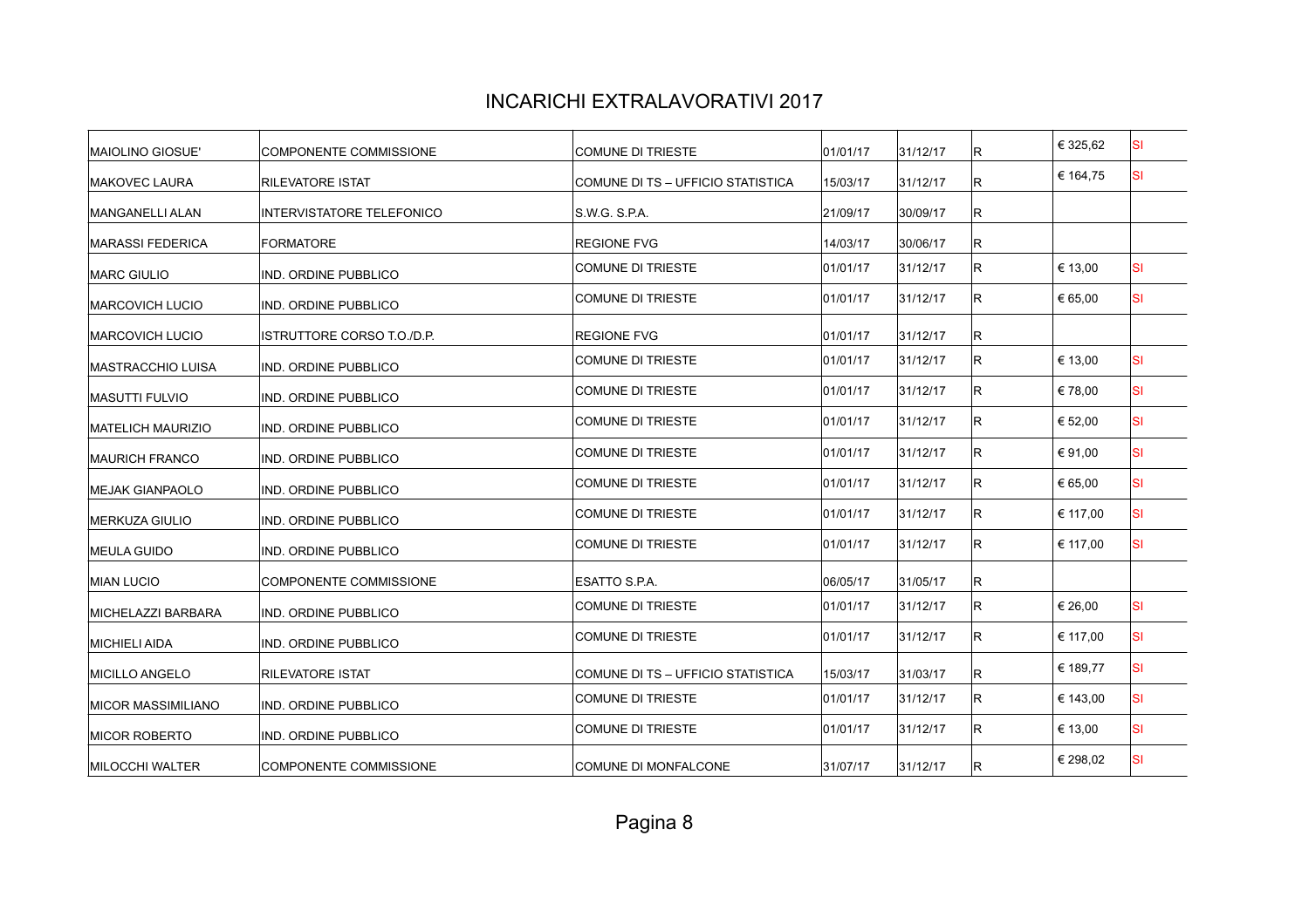# INCARICHI EXTRALAVORATIVI 2017

| | | | | | | | |
|---|---|---|---|---|---|---|---|
| MAIOLINO GIOSUE' | COMPONENTE COMMISSIONE | COMUNE DI TRIESTE | 01/01/17 | 31/12/17 | R | € 325,62 | SI |
| MAKOVEC LAURA | RILEVATORE ISTAT | COMUNE DI TS – UFFICIO STATISTICA | 15/03/17 | 31/12/17 | R | € 164,75 | SI |
| MANGANELLI ALAN | INTERVISTATORE TELEFONICO | S.W.G. S.P.A. | 21/09/17 | 30/09/17 | R | | |
| MARASSI FEDERICA | FORMATORE | REGIONE FVG | 14/03/17 | 30/06/17 | R | | |
| MARC GIULIO | IND. ORDINE PUBBLICO | COMUNE DI TRIESTE | 01/01/17 | 31/12/17 | R | € 13,00 | SI |
| MARCOVICH LUCIO | IND. ORDINE PUBBLICO | COMUNE DI TRIESTE | 01/01/17 | 31/12/17 | R | € 65,00 | SI |
| MARCOVICH LUCIO | ISTRUTTORE CORSO T.O./D.P. | REGIONE FVG | 01/01/17 | 31/12/17 | R | | |
| MASTRACCHIO LUISA | IND. ORDINE PUBBLICO | COMUNE DI TRIESTE | 01/01/17 | 31/12/17 | R | € 13,00 | SI |
| MASUTTI FULVIO | IND. ORDINE PUBBLICO | COMUNE DI TRIESTE | 01/01/17 | 31/12/17 | R | € 78,00 | SI |
| MATELICH MAURIZIO | IND. ORDINE PUBBLICO | COMUNE DI TRIESTE | 01/01/17 | 31/12/17 | R | € 52,00 | SI |
| MAURICH FRANCO | IND. ORDINE PUBBLICO | COMUNE DI TRIESTE | 01/01/17 | 31/12/17 | R | € 91,00 | SI |
| MEJAK GIANPAOLO | IND. ORDINE PUBBLICO | COMUNE DI TRIESTE | 01/01/17 | 31/12/17 | R | € 65,00 | SI |
| MERKUZA GIULIO | IND. ORDINE PUBBLICO | COMUNE DI TRIESTE | 01/01/17 | 31/12/17 | R | € 117,00 | SI |
| MEULA GUIDO | IND. ORDINE PUBBLICO | COMUNE DI TRIESTE | 01/01/17 | 31/12/17 | R | € 117,00 | SI |
| MIAN LUCIO | COMPONENTE COMMISSIONE | ESATTO S.P.A. | 06/05/17 | 31/05/17 | R | | |
| MICHELAZZI BARBARA | IND. ORDINE PUBBLICO | COMUNE DI TRIESTE | 01/01/17 | 31/12/17 | R | € 26,00 | SI |
| MICHIELI AIDA | IND. ORDINE PUBBLICO | COMUNE DI TRIESTE | 01/01/17 | 31/12/17 | R | € 117,00 | SI |
| MICILLO ANGELO | RILEVATORE ISTAT | COMUNE DI TS – UFFICIO STATISTICA | 15/03/17 | 31/03/17 | R | € 189,77 | SI |
| MICOR MASSIMILIANO | IND. ORDINE PUBBLICO | COMUNE DI TRIESTE | 01/01/17 | 31/12/17 | R | € 143,00 | SI |
| MICOR ROBERTO | IND. ORDINE PUBBLICO | COMUNE DI TRIESTE | 01/01/17 | 31/12/17 | R | € 13,00 | SI |
| MILOCCHI WALTER | COMPONENTE COMMISSIONE | COMUNE DI MONFALCONE | 31/07/17 | 31/12/17 | R | € 298,02 | SI |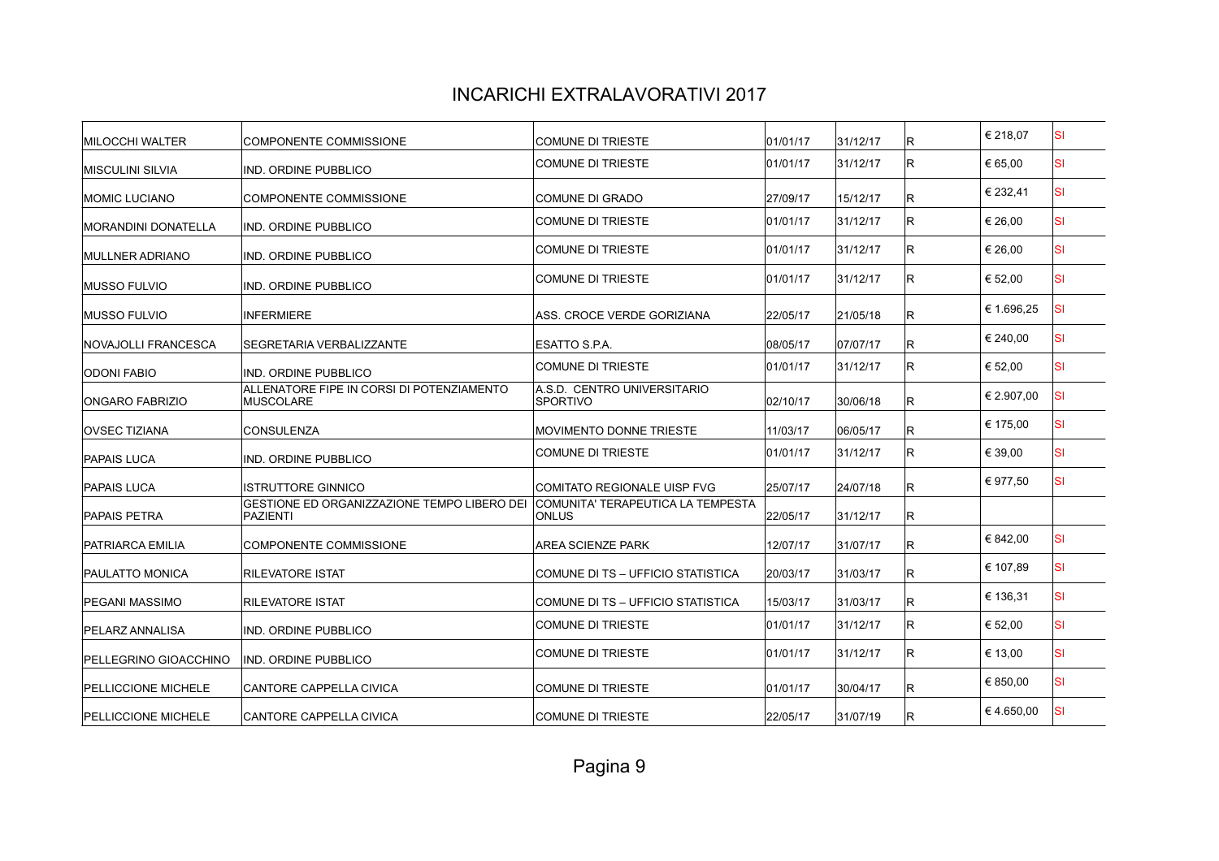# INCARICHI EXTRALAVORATIVI 2017

| | | | | | | | |
|---|---|---|---|---|---|---|---|
| MILOCCHI WALTER | COMPONENTE COMMISSIONE | COMUNE DI TRIESTE | 01/01/17 | 31/12/17 | R | € 218,07 | SI |
| MISCULINI SILVIA | IND. ORDINE PUBBLICO | COMUNE DI TRIESTE | 01/01/17 | 31/12/17 | R | € 65,00 | SI |
| MOMIC LUCIANO | COMPONENTE COMMISSIONE | COMUNE DI GRADO | 27/09/17 | 15/12/17 | R | € 232,41 | SI |
| MORANDINI DONATELLA | IND. ORDINE PUBBLICO | COMUNE DI TRIESTE | 01/01/17 | 31/12/17 | R | € 26,00 | SI |
| MULLNER ADRIANO | IND. ORDINE PUBBLICO | COMUNE DI TRIESTE | 01/01/17 | 31/12/17 | R | € 26,00 | SI |
| MUSSO FULVIO | IND. ORDINE PUBBLICO | COMUNE DI TRIESTE | 01/01/17 | 31/12/17 | R | € 52,00 | SI |
| MUSSO FULVIO | INFERMIERE | ASS. CROCE VERDE GORIZIANA | 22/05/17 | 21/05/18 | R | € 1.696,25 | SI |
| NOVAJOLLI FRANCESCA | SEGRETARIA VERBALIZZANTE | ESATTO S.P.A. | 08/05/17 | 07/07/17 | R | € 240,00 | SI |
| ODONI FABIO | IND. ORDINE PUBBLICO | COMUNE DI TRIESTE | 01/01/17 | 31/12/17 | R | € 52,00 | SI |
| ONGARO FABRIZIO | ALLENATORE FIPE IN CORSI DI POTENZIAMENTO MUSCOLARE | A.S.D. CENTRO UNIVERSITARIO SPORTIVO | 02/10/17 | 30/06/18 | R | € 2.907,00 | SI |
| OVSEC TIZIANA | CONSULENZA | MOVIMENTO DONNE TRIESTE | 11/03/17 | 06/05/17 | R | € 175,00 | SI |
| PAPAIS LUCA | IND. ORDINE PUBBLICO | COMUNE DI TRIESTE | 01/01/17 | 31/12/17 | R | € 39,00 | SI |
| PAPAIS LUCA | ISTRUTTORE GINNICO | COMITATO REGIONALE UISP FVG | 25/07/17 | 24/07/18 | R | € 977,50 | SI |
| PAPAIS PETRA | GESTIONE ED ORGANIZZAZIONE TEMPO LIBERO DEI PAZIENTI | COMUNITA' TERAPEUTICA LA TEMPESTA ONLUS | 22/05/17 | 31/12/17 | R | | |
| PATRIARCA EMILIA | COMPONENTE COMMISSIONE | AREA SCIENZE PARK | 12/07/17 | 31/07/17 | R | € 842,00 | SI |
| PAULATTO MONICA | RILEVATORE ISTAT | COMUNE DI TS – UFFICIO STATISTICA | 20/03/17 | 31/03/17 | R | € 107,89 | SI |
| PEGANI MASSIMO | RILEVATORE ISTAT | COMUNE DI TS – UFFICIO STATISTICA | 15/03/17 | 31/03/17 | R | € 136,31 | SI |
| PELARZ ANNALISA | IND. ORDINE PUBBLICO | COMUNE DI TRIESTE | 01/01/17 | 31/12/17 | R | € 52,00 | SI |
| PELLEGRINO GIOACCHINO | IND. ORDINE PUBBLICO | COMUNE DI TRIESTE | 01/01/17 | 31/12/17 | R | € 13,00 | SI |
| PELLICCIONE MICHELE | CANTORE CAPPELLA CIVICA | COMUNE DI TRIESTE | 01/01/17 | 30/04/17 | R | € 850,00 | SI |
| PELLICCIONE MICHELE | CANTORE CAPPELLA CIVICA | COMUNE DI TRIESTE | 22/05/17 | 31/07/19 | R | € 4.650,00 | SI |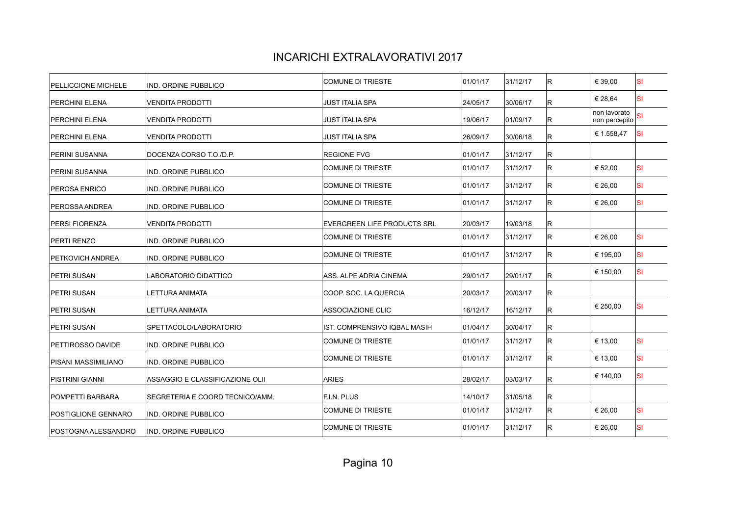# INCARICHI EXTRALAVORATIVI 2017

| | | | | | | | |
|---|---|---|---|---|---|---|---|
| PELLICCIONE MICHELE | IND. ORDINE PUBBLICO | COMUNE DI TRIESTE | 01/01/17 | 31/12/17 | R | € 39,00 | SI |
| PERCHINI ELENA | VENDITA PRODOTTI | JUST ITALIA SPA | 24/05/17 | 30/06/17 | R | € 28,64 | SI |
| PERCHINI ELENA | VENDITA PRODOTTI | JUST ITALIA SPA | 19/06/17 | 01/09/17 | R | non lavorato non percepito | SI |
| PERCHINI ELENA | VENDITA PRODOTTI | JUST ITALIA SPA | 26/09/17 | 30/06/18 | R | € 1.558,47 | SI |
| PERINI SUSANNA | DOCENZA CORSO T.O./D.P. | REGIONE FVG | 01/01/17 | 31/12/17 | R | | |
| PERINI SUSANNA | IND. ORDINE PUBBLICO | COMUNE DI TRIESTE | 01/01/17 | 31/12/17 | R | € 52,00 | SI |
| PEROSA ENRICO | IND. ORDINE PUBBLICO | COMUNE DI TRIESTE | 01/01/17 | 31/12/17 | R | € 26,00 | SI |
| PEROSSA ANDREA | IND. ORDINE PUBBLICO | COMUNE DI TRIESTE | 01/01/17 | 31/12/17 | R | € 26,00 | SI |
| PERSI FIORENZA | VENDITA PRODOTTI | EVERGREEN LIFE PRODUCTS SRL | 20/03/17 | 19/03/18 | R | | |
| PERTI RENZO | IND. ORDINE PUBBLICO | COMUNE DI TRIESTE | 01/01/17 | 31/12/17 | R | € 26,00 | SI |
| PETKOVICH ANDREA | IND. ORDINE PUBBLICO | COMUNE DI TRIESTE | 01/01/17 | 31/12/17 | R | € 195,00 | SI |
| PETRI SUSAN | LABORATORIO DIDATTICO | ASS. ALPE ADRIA CINEMA | 29/01/17 | 29/01/17 | R | € 150,00 | SI |
| PETRI SUSAN | LETTURA ANIMATA | COOP. SOC. LA QUERCIA | 20/03/17 | 20/03/17 | R | | |
| PETRI SUSAN | LETTURA ANIMATA | ASSOCIAZIONE CLIC | 16/12/17 | 16/12/17 | R | € 250,00 | SI |
| PETRI SUSAN | SPETTACOLO/LABORATORIO | IST. COMPRENSIVO IQBAL MASIH | 01/04/17 | 30/04/17 | R | | |
| PETTIROSSO DAVIDE | IND. ORDINE PUBBLICO | COMUNE DI TRIESTE | 01/01/17 | 31/12/17 | R | € 13,00 | SI |
| PISANI MASSIMILIANO | IND. ORDINE PUBBLICO | COMUNE DI TRIESTE | 01/01/17 | 31/12/17 | R | € 13,00 | SI |
| PISTRINI GIANNI | ASSAGGIO E CLASSIFICAZIONE OLII | ARIES | 28/02/17 | 03/03/17 | R | € 140,00 | SI |
| POMPETTI BARBARA | SEGRETERIA E COORD TECNICO/AMM. | F.I.N. PLUS | 14/10/17 | 31/05/18 | R | | |
| POSTIGLIONE GENNARO | IND. ORDINE PUBBLICO | COMUNE DI TRIESTE | 01/01/17 | 31/12/17 | R | € 26,00 | SI |
| POSTOGNA ALESSANDRO | IND. ORDINE PUBBLICO | COMUNE DI TRIESTE | 01/01/17 | 31/12/17 | R | € 26,00 | SI |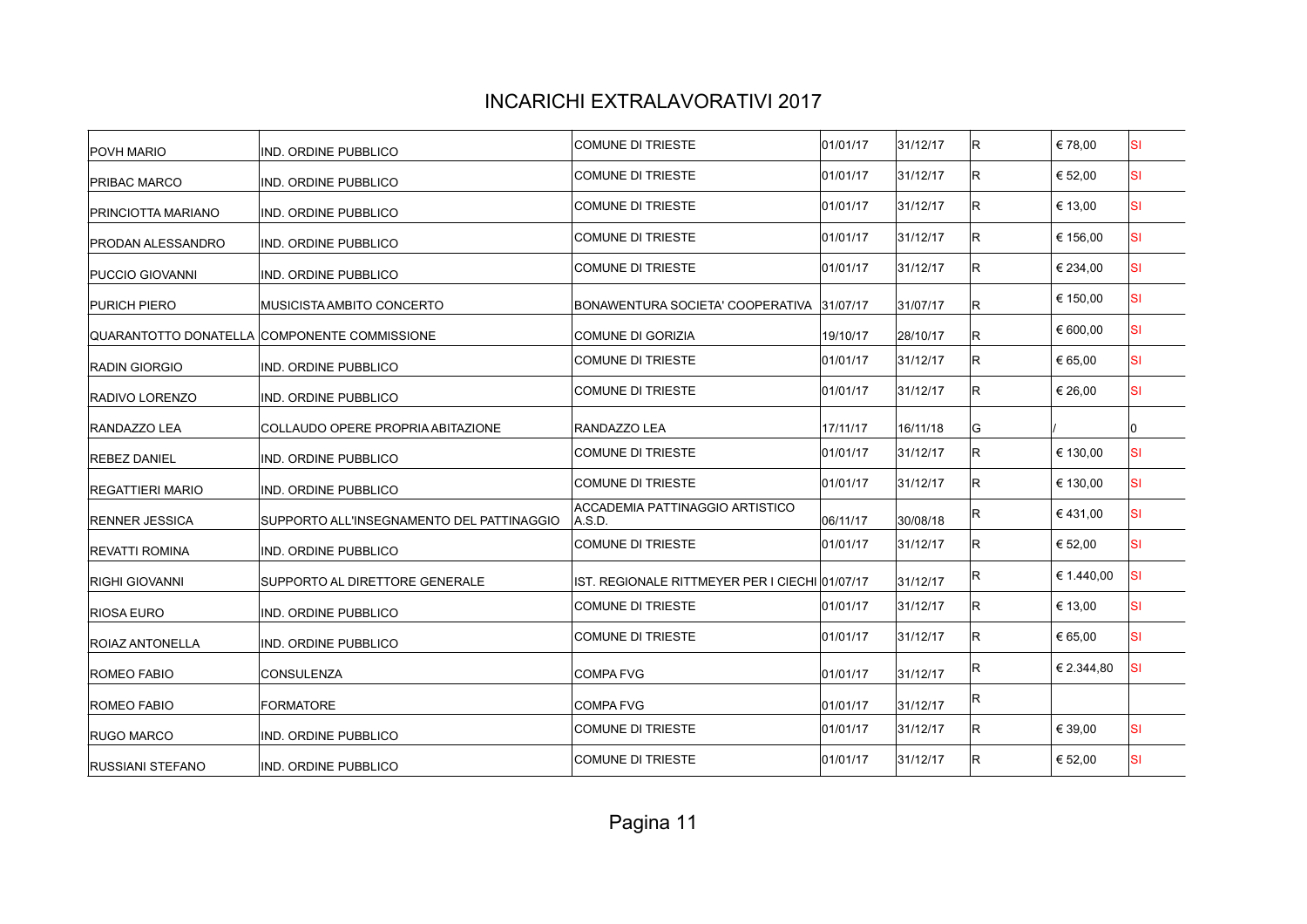# INCARICHI EXTRALAVORATIVI 2017

| | | | | | | | |
|---|---|---|---|---|---|---|---|
| POVH MARIO | IND. ORDINE PUBBLICO | COMUNE DI TRIESTE | 01/01/17 | 31/12/17 | R | € 78,00 | SI |
| PRIBAC MARCO | IND. ORDINE PUBBLICO | COMUNE DI TRIESTE | 01/01/17 | 31/12/17 | R | € 52,00 | SI |
| PRINCIOTTA MARIANO | IND. ORDINE PUBBLICO | COMUNE DI TRIESTE | 01/01/17 | 31/12/17 | R | € 13,00 | SI |
| PRODAN ALESSANDRO | IND. ORDINE PUBBLICO | COMUNE DI TRIESTE | 01/01/17 | 31/12/17 | R | € 156,00 | SI |
| PUCCIO GIOVANNI | IND. ORDINE PUBBLICO | COMUNE DI TRIESTE | 01/01/17 | 31/12/17 | R | € 234,00 | SI |
| PURICH PIERO | MUSICISTA AMBITO CONCERTO | BONAWENTURA SOCIETA' COOPERATIVA | 31/07/17 | 31/07/17 | R | € 150,00 | SI |
| QUARANTOTTO DONATELLA | COMPONENTE COMMISSIONE | COMUNE DI GORIZIA | 19/10/17 | 28/10/17 | R | € 600,00 | SI |
| RADIN GIORGIO | IND. ORDINE PUBBLICO | COMUNE DI TRIESTE | 01/01/17 | 31/12/17 | R | € 65,00 | SI |
| RADIVO LORENZO | IND. ORDINE PUBBLICO | COMUNE DI TRIESTE | 01/01/17 | 31/12/17 | R | € 26,00 | SI |
| RANDAZZO LEA | COLLAUDO OPERE PROPRIA ABITAZIONE | RANDAZZO LEA | 17/11/17 | 16/11/18 | G | / | 0 |
| REBEZ DANIEL | IND. ORDINE PUBBLICO | COMUNE DI TRIESTE | 01/01/17 | 31/12/17 | R | € 130,00 | SI |
| REGATTIERI MARIO | IND. ORDINE PUBBLICO | COMUNE DI TRIESTE | 01/01/17 | 31/12/17 | R | € 130,00 | SI |
| RENNER JESSICA | SUPPORTO ALL'INSEGNAMENTO DEL PATTINAGGIO | ACCADEMIA PATTINAGGIO ARTISTICO A.S.D. | 06/11/17 | 30/08/18 | R | € 431,00 | SI |
| REVATTI ROMINA | IND. ORDINE PUBBLICO | COMUNE DI TRIESTE | 01/01/17 | 31/12/17 | R | € 52,00 | SI |
| RIGHI GIOVANNI | SUPPORTO AL DIRETTORE GENERALE | IST. REGIONALE RITTMEYER PER I CIECHI | 01/07/17 | 31/12/17 | R | € 1.440,00 | SI |
| RIOSA EURO | IND. ORDINE PUBBLICO | COMUNE DI TRIESTE | 01/01/17 | 31/12/17 | R | € 13,00 | SI |
| ROIAZ ANTONELLA | IND. ORDINE PUBBLICO | COMUNE DI TRIESTE | 01/01/17 | 31/12/17 | R | € 65,00 | SI |
| ROMEO FABIO | CONSULENZA | COMPA FVG | 01/01/17 | 31/12/17 | R | € 2.344,80 | SI |
| ROMEO FABIO | FORMATORE | COMPA FVG | 01/01/17 | 31/12/17 | R | | |
| RUGO MARCO | IND. ORDINE PUBBLICO | COMUNE DI TRIESTE | 01/01/17 | 31/12/17 | R | € 39,00 | SI |
| RUSSIANI STEFANO | IND. ORDINE PUBBLICO | COMUNE DI TRIESTE | 01/01/17 | 31/12/17 | R | € 52,00 | SI |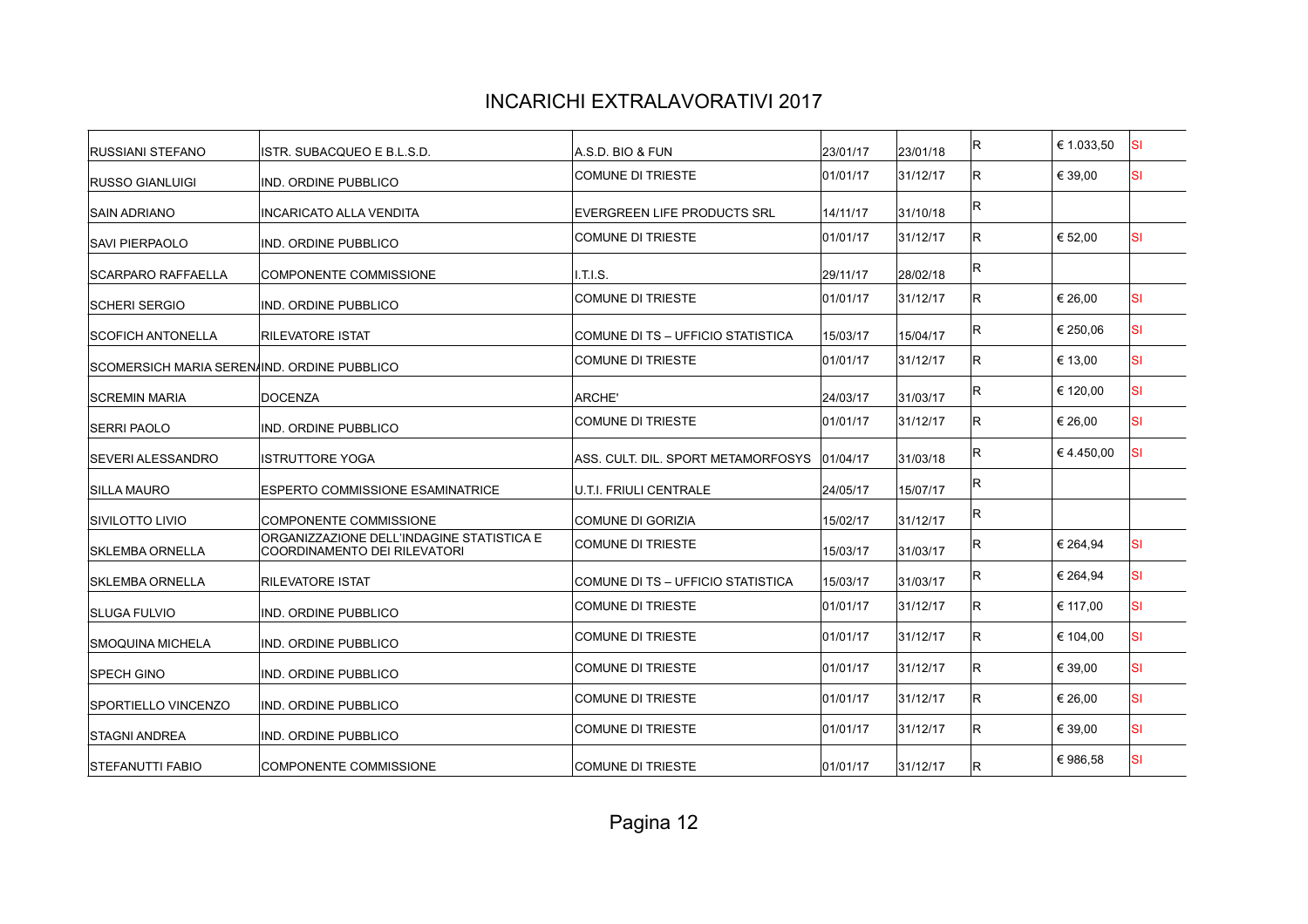# INCARICHI EXTRALAVORATIVI 2017

| | | | | | | | |
|---|---|---|---|---|---|---|---|
| RUSSIANI STEFANO | ISTR. SUBACQUEO E B.L.S.D. | A.S.D. BIO & FUN | 23/01/17 | 23/01/18 | R | € 1.033,50 | SI |
| RUSSO GIANLUIGI | IND. ORDINE PUBBLICO | COMUNE DI TRIESTE | 01/01/17 | 31/12/17 | R | € 39,00 | SI |
| SAIN ADRIANO | INCARICATO ALLA VENDITA | EVERGREEN LIFE PRODUCTS SRL | 14/11/17 | 31/10/18 | R | | |
| SAVI PIERPAOLO | IND. ORDINE PUBBLICO | COMUNE DI TRIESTE | 01/01/17 | 31/12/17 | R | € 52,00 | SI |
| SCARPARO RAFFAELLA | COMPONENTE COMMISSIONE | I.T.I.S. | 29/11/17 | 28/02/18 | R | | |
| SCHERI SERGIO | IND. ORDINE PUBBLICO | COMUNE DI TRIESTE | 01/01/17 | 31/12/17 | R | € 26,00 | SI |
| SCOFICH ANTONELLA | RILEVATORE ISTAT | COMUNE DI TS – UFFICIO STATISTICA | 15/03/17 | 15/04/17 | R | € 250,06 | SI |
| SCOMERSICH MARIA SEREN/ | IND. ORDINE PUBBLICO | COMUNE DI TRIESTE | 01/01/17 | 31/12/17 | R | € 13,00 | SI |
| SCREMIN MARIA | DOCENZA | ARCHE' | 24/03/17 | 31/03/17 | R | € 120,00 | SI |
| SERRI PAOLO | IND. ORDINE PUBBLICO | COMUNE DI TRIESTE | 01/01/17 | 31/12/17 | R | € 26,00 | SI |
| SEVERI ALESSANDRO | ISTRUTTORE YOGA | ASS. CULT. DIL. SPORT METAMORFOSYS | 01/04/17 | 31/03/18 | R | € 4.450,00 | SI |
| SILLA MAURO | ESPERTO COMMISSIONE ESAMINATRICE | U.T.I. FRIULI CENTRALE | 24/05/17 | 15/07/17 | R | | |
| SIVILOTTO LIVIO | COMPONENTE COMMISSIONE | COMUNE DI GORIZIA | 15/02/17 | 31/12/17 | R | | |
| SKLEMBA ORNELLA | ORGANIZZAZIONE DELL'INDAGINE STATISTICA E COORDINAMENTO DEI RILEVATORI | COMUNE DI TRIESTE | 15/03/17 | 31/03/17 | R | € 264,94 | SI |
| SKLEMBA ORNELLA | RILEVATORE ISTAT | COMUNE DI TS – UFFICIO STATISTICA | 15/03/17 | 31/03/17 | R | € 264,94 | SI |
| SLUGA FULVIO | IND. ORDINE PUBBLICO | COMUNE DI TRIESTE | 01/01/17 | 31/12/17 | R | € 117,00 | SI |
| SMOQUINA MICHELA | IND. ORDINE PUBBLICO | COMUNE DI TRIESTE | 01/01/17 | 31/12/17 | R | € 104,00 | SI |
| SPECH GINO | IND. ORDINE PUBBLICO | COMUNE DI TRIESTE | 01/01/17 | 31/12/17 | R | € 39,00 | SI |
| SPORTIELLO VINCENZO | IND. ORDINE PUBBLICO | COMUNE DI TRIESTE | 01/01/17 | 31/12/17 | R | € 26,00 | SI |
| STAGNI ANDREA | IND. ORDINE PUBBLICO | COMUNE DI TRIESTE | 01/01/17 | 31/12/17 | R | € 39,00 | SI |
| STEFANUTTI FABIO | COMPONENTE COMMISSIONE | COMUNE DI TRIESTE | 01/01/17 | 31/12/17 | R | € 986,58 | SI |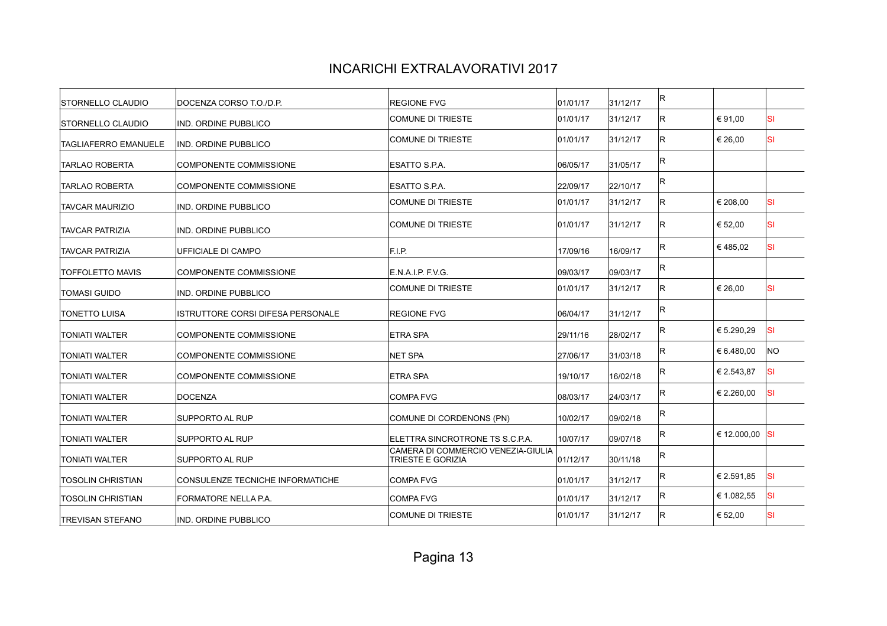# INCARICHI EXTRALAVORATIVI 2017

| | | | | | | | |
|---|---|---|---|---|---|---|---|
| STORNELLO CLAUDIO | DOCENZA CORSO T.O./D.P. | REGIONE FVG | 01/01/17 | 31/12/17 | R | | |
| STORNELLO CLAUDIO | IND. ORDINE PUBBLICO | COMUNE DI TRIESTE | 01/01/17 | 31/12/17 | R | € 91,00 | SI |
| TAGLIAFERRO EMANUELE | IND. ORDINE PUBBLICO | COMUNE DI TRIESTE | 01/01/17 | 31/12/17 | R | € 26,00 | SI |
| TARLAO ROBERTA | COMPONENTE COMMISSIONE | ESATTO S.P.A. | 06/05/17 | 31/05/17 | R | | |
| TARLAO ROBERTA | COMPONENTE COMMISSIONE | ESATTO S.P.A. | 22/09/17 | 22/10/17 | R | | |
| TAVCAR MAURIZIO | IND. ORDINE PUBBLICO | COMUNE DI TRIESTE | 01/01/17 | 31/12/17 | R | € 208,00 | SI |
| TAVCAR PATRIZIA | IND. ORDINE PUBBLICO | COMUNE DI TRIESTE | 01/01/17 | 31/12/17 | R | € 52,00 | SI |
| TAVCAR PATRIZIA | UFFICIALE DI CAMPO | F.I.P. | 17/09/16 | 16/09/17 | R | € 485,02 | SI |
| TOFFOLETTO MAVIS | COMPONENTE COMMISSIONE | E.N.A.I.P. F.V.G. | 09/03/17 | 09/03/17 | R | | |
| TOMASI GUIDO | IND. ORDINE PUBBLICO | COMUNE DI TRIESTE | 01/01/17 | 31/12/17 | R | € 26,00 | SI |
| TONETTO LUISA | ISTRUTTORE CORSI DIFESA PERSONALE | REGIONE FVG | 06/04/17 | 31/12/17 | R | | |
| TONIATI WALTER | COMPONENTE COMMISSIONE | ETRA SPA | 29/11/16 | 28/02/17 | R | € 5.290,29 | SI |
| TONIATI WALTER | COMPONENTE COMMISSIONE | NET SPA | 27/06/17 | 31/03/18 | R | € 6.480,00 | NO |
| TONIATI WALTER | COMPONENTE COMMISSIONE | ETRA SPA | 19/10/17 | 16/02/18 | R | € 2.543,87 | SI |
| TONIATI WALTER | DOCENZA | COMPA FVG | 08/03/17 | 24/03/17 | R | € 2.260,00 | SI |
| TONIATI WALTER | SUPPORTO AL RUP | COMUNE DI CORDENONS (PN) | 10/02/17 | 09/02/18 | R | | |
| TONIATI WALTER | SUPPORTO AL RUP | ELETTRA SINCROTRONE TS S.C.P.A. | 10/07/17 | 09/07/18 | R | € 12.000,00 | SI |
| TONIATI WALTER | SUPPORTO AL RUP | CAMERA DI COMMERCIO VENEZIA-GIULIA TRIESTE E GORIZIA | 01/12/17 | 30/11/18 | R | | |
| TOSOLIN CHRISTIAN | CONSULENZE TECNICHE INFORMATICHE | COMPA FVG | 01/01/17 | 31/12/17 | R | € 2.591,85 | SI |
| TOSOLIN CHRISTIAN | FORMATORE NELLA P.A. | COMPA FVG | 01/01/17 | 31/12/17 | R | € 1.082,55 | SI |
| TREVISAN STEFANO | IND. ORDINE PUBBLICO | COMUNE DI TRIESTE | 01/01/17 | 31/12/17 | R | € 52,00 | SI |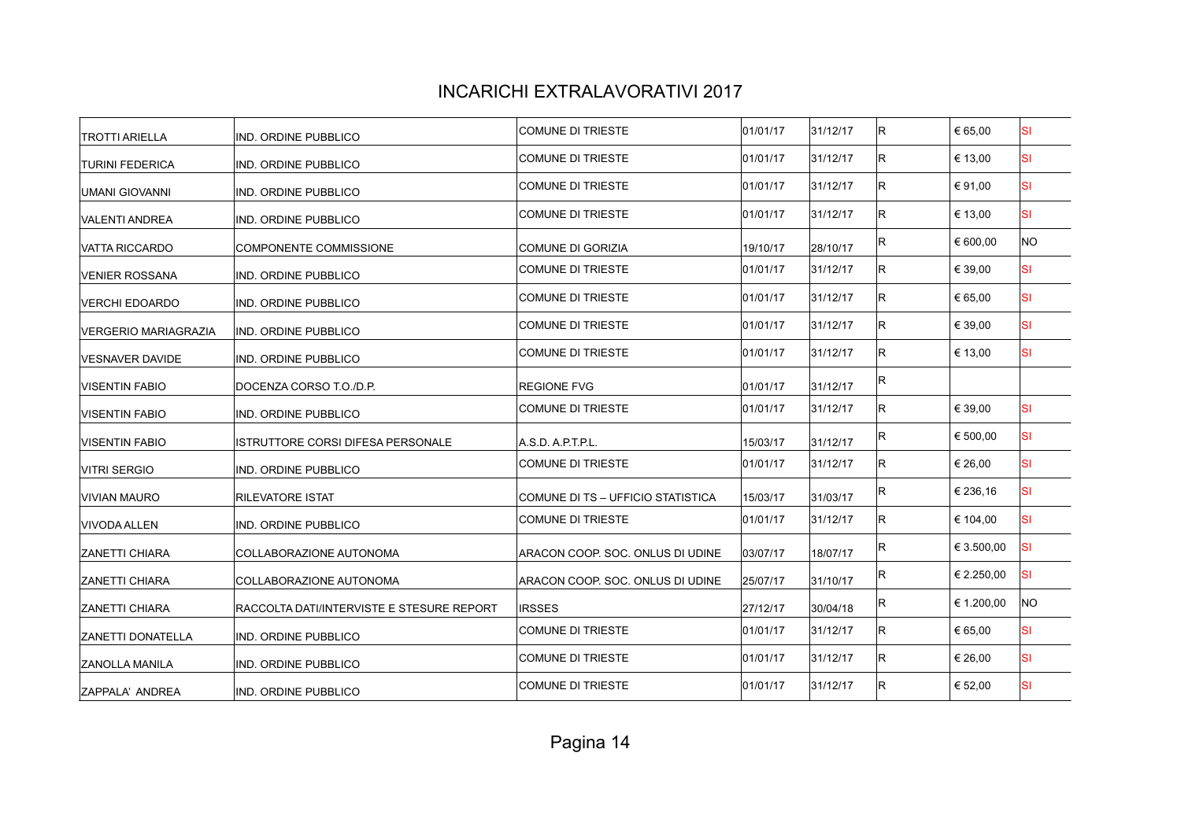# INCARICHI EXTRALAVORATIVI 2017

| | | | | | | | |
|---|---|---|---|---|---|---|---|
| TROTTI ARIELLA | IND. ORDINE PUBBLICO | COMUNE DI TRIESTE | 01/01/17 | 31/12/17 | R | € 65,00 | SI |
| TURINI FEDERICA | IND. ORDINE PUBBLICO | COMUNE DI TRIESTE | 01/01/17 | 31/12/17 | R | € 13,00 | SI |
| UMANI GIOVANNI | IND. ORDINE PUBBLICO | COMUNE DI TRIESTE | 01/01/17 | 31/12/17 | R | € 91,00 | SI |
| VALENTI ANDREA | IND. ORDINE PUBBLICO | COMUNE DI TRIESTE | 01/01/17 | 31/12/17 | R | € 13,00 | SI |
| VATTA RICCARDO | COMPONENTE COMMISSIONE | COMUNE DI GORIZIA | 19/10/17 | 28/10/17 | R | € 600,00 | NO |
| VENIER ROSSANA | IND. ORDINE PUBBLICO | COMUNE DI TRIESTE | 01/01/17 | 31/12/17 | R | € 39,00 | SI |
| VERCHI EDOARDO | IND. ORDINE PUBBLICO | COMUNE DI TRIESTE | 01/01/17 | 31/12/17 | R | € 65,00 | SI |
| VERGERIO MARIAGRAZIA | IND. ORDINE PUBBLICO | COMUNE DI TRIESTE | 01/01/17 | 31/12/17 | R | € 39,00 | SI |
| VESNAVER DAVIDE | IND. ORDINE PUBBLICO | COMUNE DI TRIESTE | 01/01/17 | 31/12/17 | R | € 13,00 | SI |
| VISENTIN FABIO | DOCENZA CORSO T.O./D.P. | REGIONE FVG | 01/01/17 | 31/12/17 | R | | |
| VISENTIN FABIO | IND. ORDINE PUBBLICO | COMUNE DI TRIESTE | 01/01/17 | 31/12/17 | R | € 39,00 | SI |
| VISENTIN FABIO | ISTRUTTORE CORSI DIFESA PERSONALE | A.S.D. A.P.T.P.L. | 15/03/17 | 31/12/17 | R | € 500,00 | SI |
| VITRI SERGIO | IND. ORDINE PUBBLICO | COMUNE DI TRIESTE | 01/01/17 | 31/12/17 | R | € 26,00 | SI |
| VIVIAN MAURO | RILEVATORE ISTAT | COMUNE DI TS – UFFICIO STATISTICA | 15/03/17 | 31/03/17 | R | € 236,16 | SI |
| VIVODA ALLEN | IND. ORDINE PUBBLICO | COMUNE DI TRIESTE | 01/01/17 | 31/12/17 | R | € 104,00 | SI |
| ZANETTI CHIARA | COLLABORAZIONE AUTONOMA | ARACON COOP. SOC. ONLUS DI UDINE | 03/07/17 | 18/07/17 | R | € 3.500,00 | SI |
| ZANETTI CHIARA | COLLABORAZIONE AUTONOMA | ARACON COOP. SOC. ONLUS DI UDINE | 25/07/17 | 31/10/17 | R | € 2.250,00 | SI |
| ZANETTI CHIARA | RACCOLTA DATI/INTERVISTE E STESURE REPORT | IRSSES | 27/12/17 | 30/04/18 | R | € 1.200,00 | NO |
| ZANETTI DONATELLA | IND. ORDINE PUBBLICO | COMUNE DI TRIESTE | 01/01/17 | 31/12/17 | R | € 65,00 | SI |
| ZANOLLA MANILA | IND. ORDINE PUBBLICO | COMUNE DI TRIESTE | 01/01/17 | 31/12/17 | R | € 26,00 | SI |
| ZAPPALA' ANDREA | IND. ORDINE PUBBLICO | COMUNE DI TRIESTE | 01/01/17 | 31/12/17 | R | € 52,00 | SI |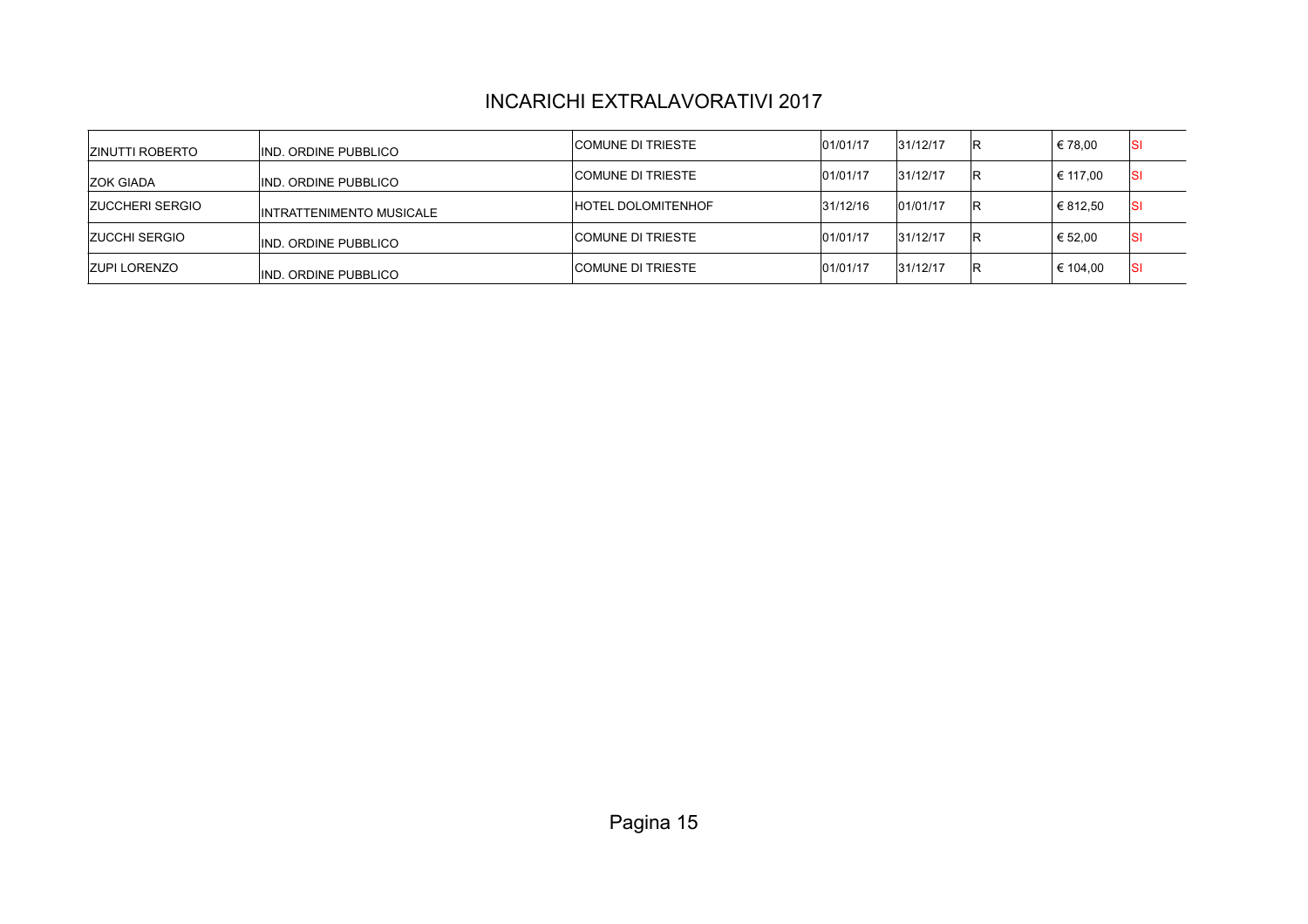# INCARICHI EXTRALAVORATIVI 2017

| | | | | | | | |
|---|---|---|---|---|---|---|---|
| ZINUTTI ROBERTO | IND. ORDINE PUBBLICO | COMUNE DI TRIESTE | 01/01/17 | 31/12/17 | R | € 78,00 | SI |
| ZOK GIADA | IND. ORDINE PUBBLICO | COMUNE DI TRIESTE | 01/01/17 | 31/12/17 | R | € 117,00 | SI |
| ZUCCHERI SERGIO | INTRATTENIMENTO MUSICALE | HOTEL DOLOMITENHOF | 31/12/16 | 01/01/17 | R | € 812,50 | SI |
| ZUCCHI SERGIO | IND. ORDINE PUBBLICO | COMUNE DI TRIESTE | 01/01/17 | 31/12/17 | R | € 52,00 | SI |
| ZUPI LORENZO | IND. ORDINE PUBBLICO | COMUNE DI TRIESTE | 01/01/17 | 31/12/17 | R | € 104,00 | SI |